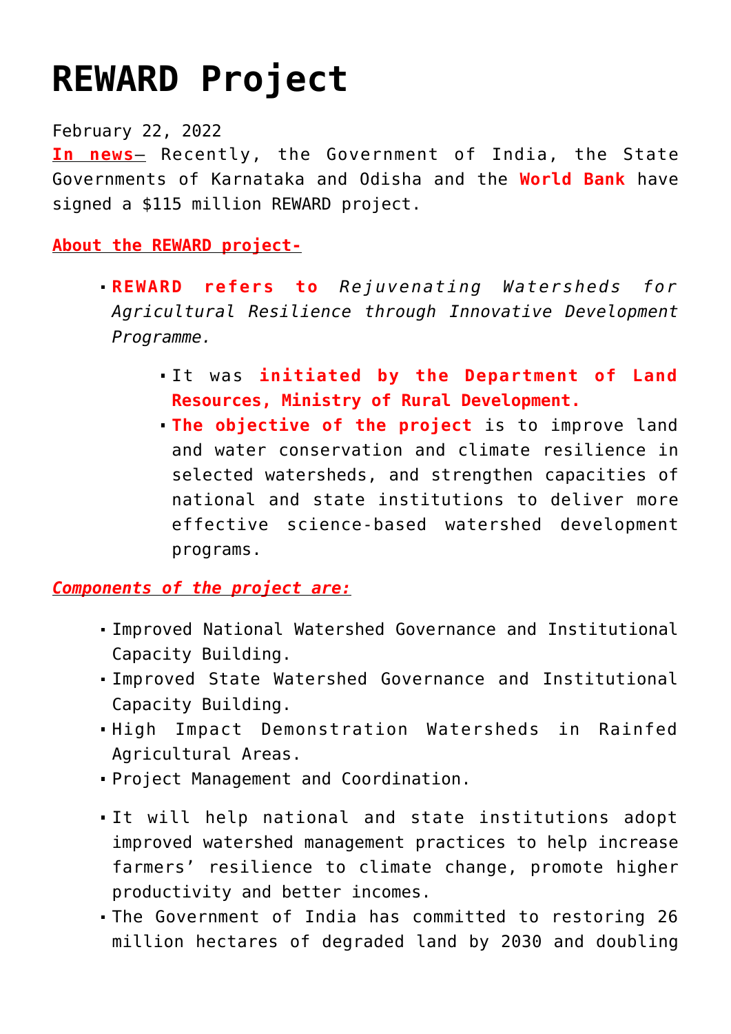# REWARD Project

February 22, 2022

**In news**– Recently, the Government of India, the State Governments of Karnataka and Odisha and the **World Bank** have signed a $115 million REWARD project.

**About the REWARD project-**

- **REWARD refers to** *Rejuvenating Watersheds for Agricultural Resilience through Innovative Development Programme.*
  - It was **initiated by the Department of Land Resources, Ministry of Rural Development.**
  - **The objective of the project** is to improve land and water conservation and climate resilience in selected watersheds, and strengthen capacities of national and state institutions to deliver more effective science-based watershed development programs.

***Components of the project are:***

- Improved National Watershed Governance and Institutional Capacity Building.
- Improved State Watershed Governance and Institutional Capacity Building.
- High Impact Demonstration Watersheds in Rainfed Agricultural Areas.
- Project Management and Coordination.

- It will help national and state institutions adopt improved watershed management practices to help increase farmers' resilience to climate change, promote higher productivity and better incomes.
- The Government of India has committed to restoring 26 million hectares of degraded land by 2030 and doubling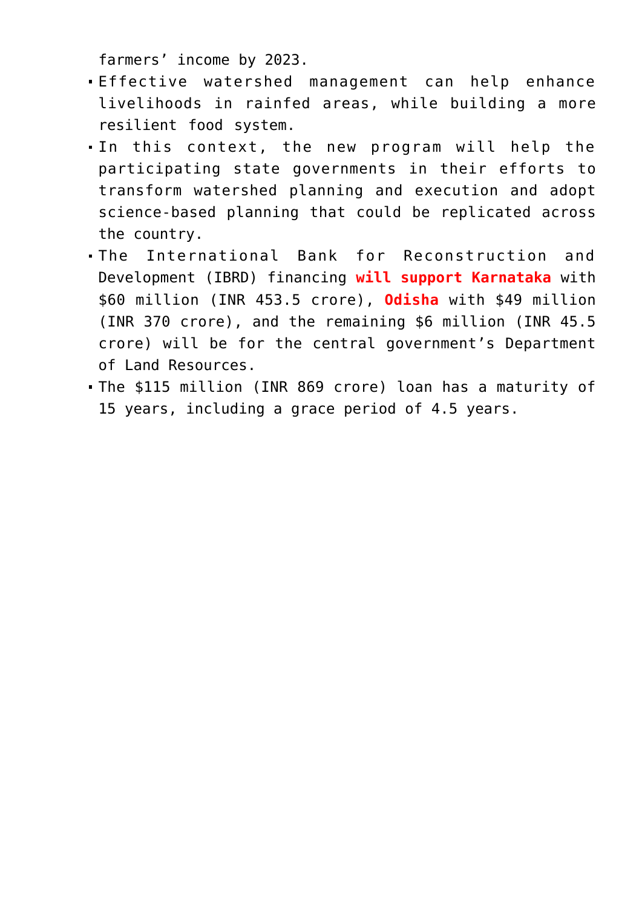farmers' income by 2023.

- Effective watershed management can help enhance livelihoods in rainfed areas, while building a more resilient food system.
- In this context, the new program will help the participating state governments in their efforts to transform watershed planning and execution and adopt science-based planning that could be replicated across the country.
- The International Bank for Reconstruction and Development (IBRD) financing **will support Karnataka** with $60 million (INR 453.5 crore), **Odisha** with $49 million (INR 370 crore), and the remaining $6 million (INR 45.5 crore) will be for the central government's Department of Land Resources.
- The $115 million (INR 869 crore) loan has a maturity of 15 years, including a grace period of 4.5 years.